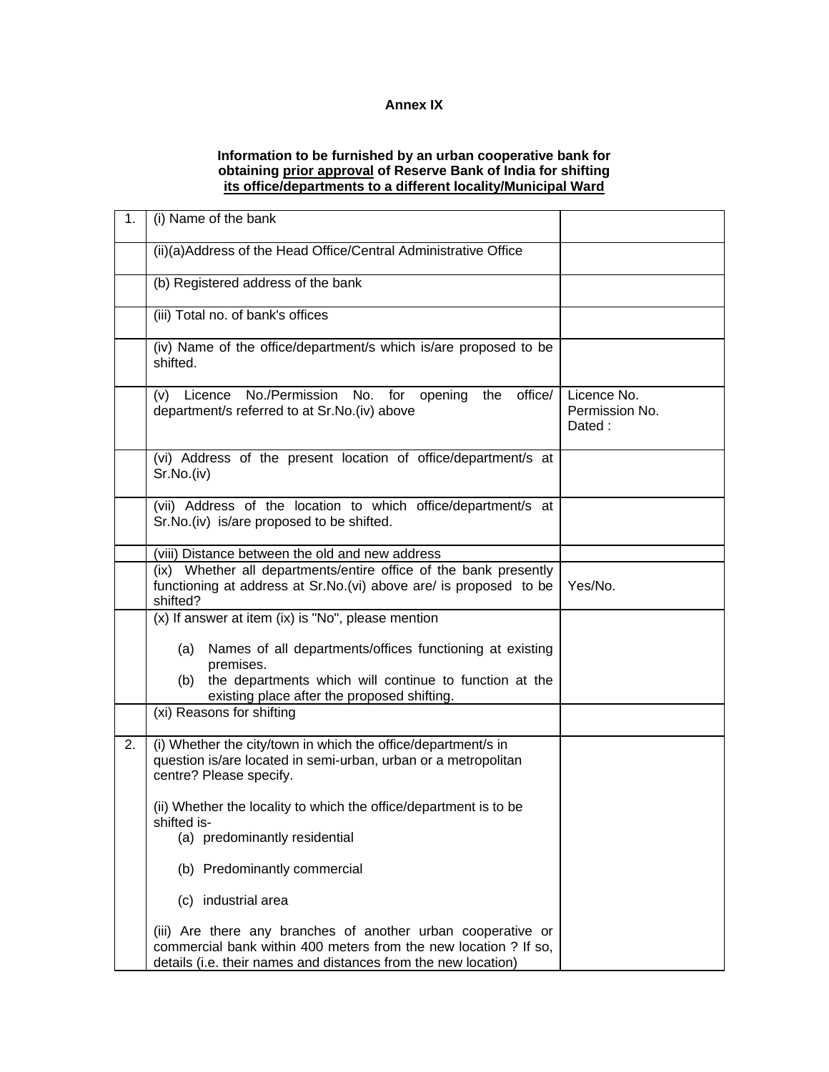**Annex IX**

**Information to be furnished by an urban cooperative bank for obtaining <u>prior approval</u> of Reserve Bank of India for shifting <u>its office/departments to a different locality/Municipal Ward</u>**

| | | |
|---|---|---|
| 1. | (i) Name of the bank | |
| | (ii)(a)Address of the Head Office/Central Administrative Office | |
| | (b) Registered address of the bank | |
| | (iii) Total no. of bank's offices | |
| | (iv) Name of the office/department/s which is/are proposed to be shifted. | |
| | (v) Licence No./Permission No. for opening the office/ department/s referred to at Sr.No.(iv) above | Licence No.<br>Permission No.<br>Dated : |
| | (vi) Address of the present location of office/department/s at Sr.No.(iv) | |
| | (vii) Address of the location to which office/department/s at Sr.No.(iv) is/are proposed to be shifted. | |
| | (viii) Distance between the old and new address | |
| | (ix) Whether all departments/entire office of the bank presently functioning at address at Sr.No.(vi) above are/ is proposed to be shifted? | Yes/No. |
| | (x) If answer at item (ix) is "No", please mention<br>(a) Names of all departments/offices functioning at existing premises.<br>(b) the departments which will continue to function at the existing place after the proposed shifting. | |
| | (xi) Reasons for shifting | |
| 2. | (i) Whether the city/town in which the office/department/s in question is/are located in semi-urban, urban or a metropolitan centre? Please specify.<br><br>(ii) Whether the locality to which the office/department is to be shifted is-<br>(a) predominantly residential<br>(b) Predominantly commercial<br>(c) industrial area<br><br>(iii) Are there any branches of another urban cooperative or commercial bank within 400 meters from the new location ? If so, details (i.e. their names and distances from the new location) | |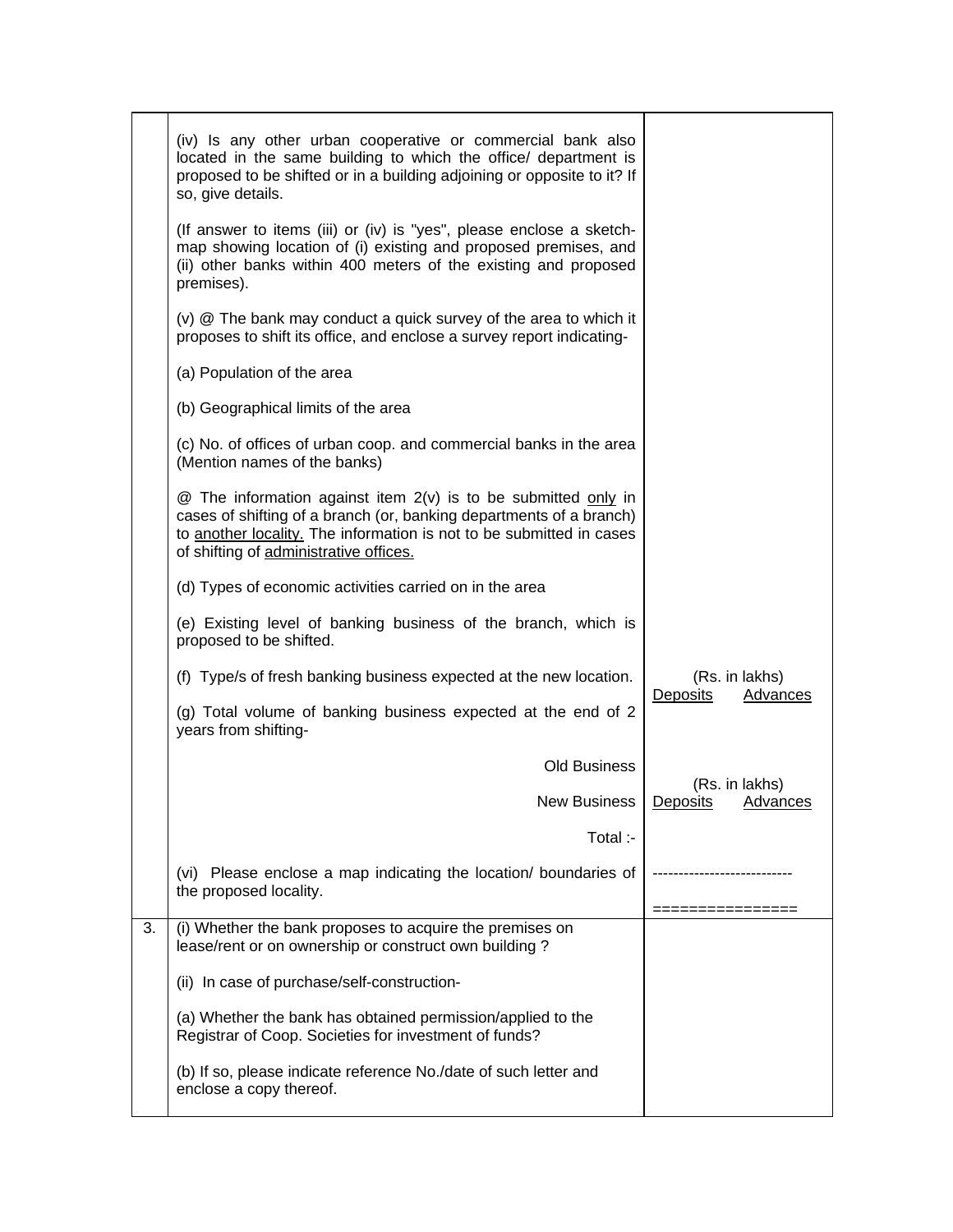| | | |
|---|---|---|
| | (iv) Is any other urban cooperative or commercial bank also located in the same building to which the office/ department is proposed to be shifted or in a building adjoining or opposite to it? If so, give details.<br><br>(If answer to items (iii) or (iv) is "yes", please enclose a sketch-map showing location of (i) existing and proposed premises, and (ii) other banks within 400 meters of the existing and proposed premises).<br><br>(v) @ The bank may conduct a quick survey of the area to which it proposes to shift its office, and enclose a survey report indicating-<br><br>(a) Population of the area<br><br>(b) Geographical limits of the area<br><br>(c) No. of offices of urban coop. and commercial banks in the area (Mention names of the banks)<br><br>@ The information against item 2(v) is to be submitted only in cases of shifting of a branch (or, banking departments of a branch) to another locality. The information is not to be submitted in cases of shifting of administrative offices.<br><br>(d) Types of economic activities carried on in the area<br><br>(e) Existing level of banking business of the branch, which is proposed to be shifted.<br><br>(f) Type/s of fresh banking business expected at the new location.<br><br>(g) Total volume of banking business expected at the end of 2 years from shifting-<br><br>Old Business<br><br>New Business<br><br>Total :-<br><br>(vi) Please enclose a map indicating the location/ boundaries of the proposed locality. | (Rs. in lakhs)<br>Deposits Advances<br><br>(Rs. in lakhs)<br>Deposits Advances<br><br>---------------------------<br><br>================ |
| 3. | (i) Whether the bank proposes to acquire the premises on lease/rent or on ownership or construct own building ?<br><br>(ii) In case of purchase/self-construction-<br><br>(a) Whether the bank has obtained permission/applied to the Registrar of Coop. Societies for investment of funds?<br><br>(b) If so, please indicate reference No./date of such letter and enclose a copy thereof. | |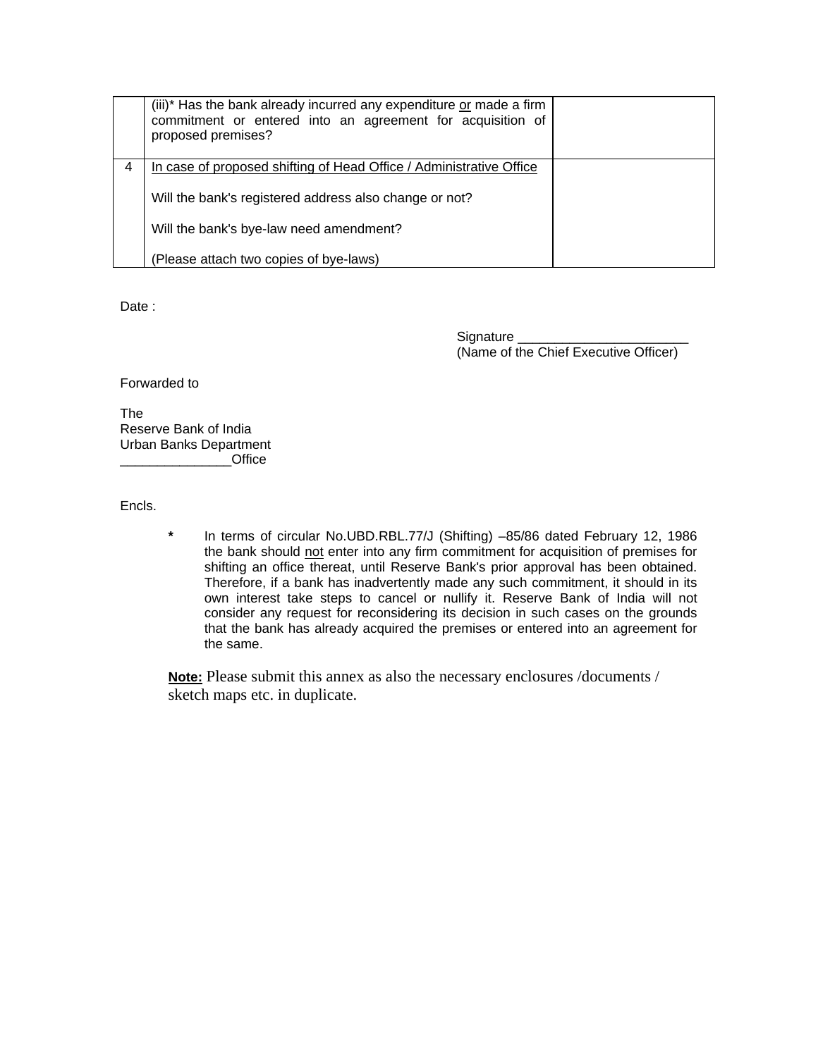| | | |
|---|---|---|
| | (iii)* Has the bank already incurred any expenditure <u>or</u> made a firm commitment or entered into an agreement for acquisition of proposed premises? | |
| 4 | <u>In case of proposed shifting of Head Office / Administrative Office</u><br><br>Will the bank's registered address also change or not?<br><br>Will the bank's bye-law need amendment?<br><br>(Please attach two copies of bye-laws) | |

Date :

Signature _______________________
(Name of the Chief Executive Officer)

Forwarded to

The
Reserve Bank of India
Urban Banks Department
_______________Office

Encls.

* In terms of circular No.UBD.RBL.77/J (Shifting) –85/86 dated February 12, 1986 the bank should <u>not</u> enter into any firm commitment for acquisition of premises for shifting an office thereat, until Reserve Bank's prior approval has been obtained. Therefore, if a bank has inadvertently made any such commitment, it should in its own interest take steps to cancel or nullify it. Reserve Bank of India will not consider any request for reconsidering its decision in such cases on the grounds that the bank has already acquired the premises or entered into an agreement for the same.

**<u>Note:</u>** Please submit this annex as also the necessary enclosures /documents / sketch maps etc. in duplicate.